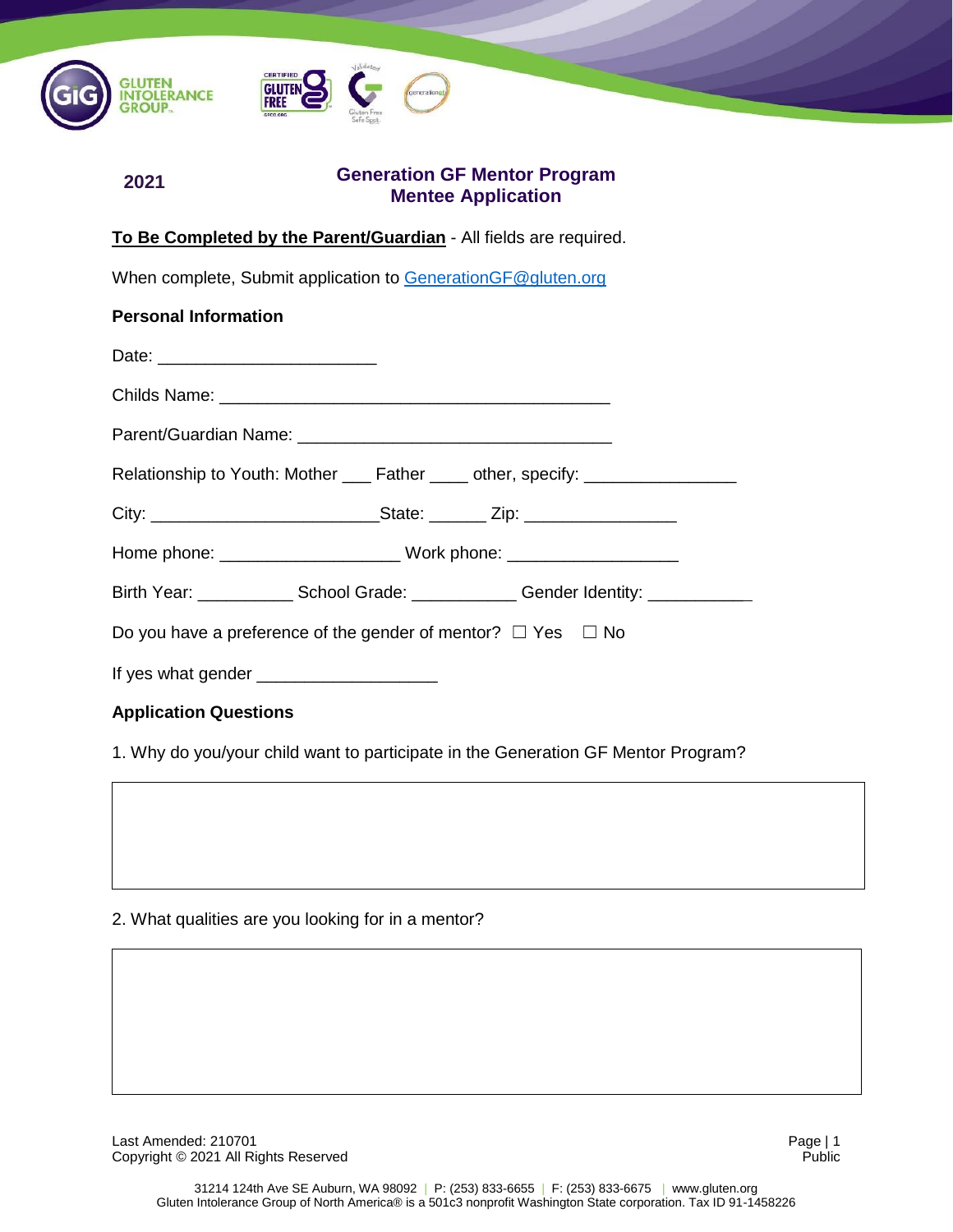**2021**

## Generation GF Mentor Program
## Mentee Application

**To Be Completed by the Parent/Guardian** - All fields are required.

When complete, Submit application to GenerationGF@gluten.org

### Personal Information

Date: ______________________

Childs Name: _______________________________________

Parent/Guardian Name: ________________________________

Relationship to Youth: Mother ___ Father ____ other, specify: _______________

City: _______________________State: ______ Zip: _______________

Home phone: __________________ Work phone: _________________

Birth Year: __________ School Grade: ___________ Gender Identity: __________

Do you have a preference of the gender of mentor? ☐ Yes ☐ No

If yes what gender __________________

### Application Questions

1. Why do you/your child want to participate in the Generation GF Mentor Program?

2. What qualities are you looking for in a mentor?

Last Amended: 210701
Copyright © 2021 All Rights Reserved

Public

31214 124th Ave SE Auburn, WA 98092 | P: (253) 833-6655 | F: (253) 833-6675 | www.gluten.org
Gluten Intolerance Group of North America® is a 501c3 nonprofit Washington State corporation. Tax ID 91-1458226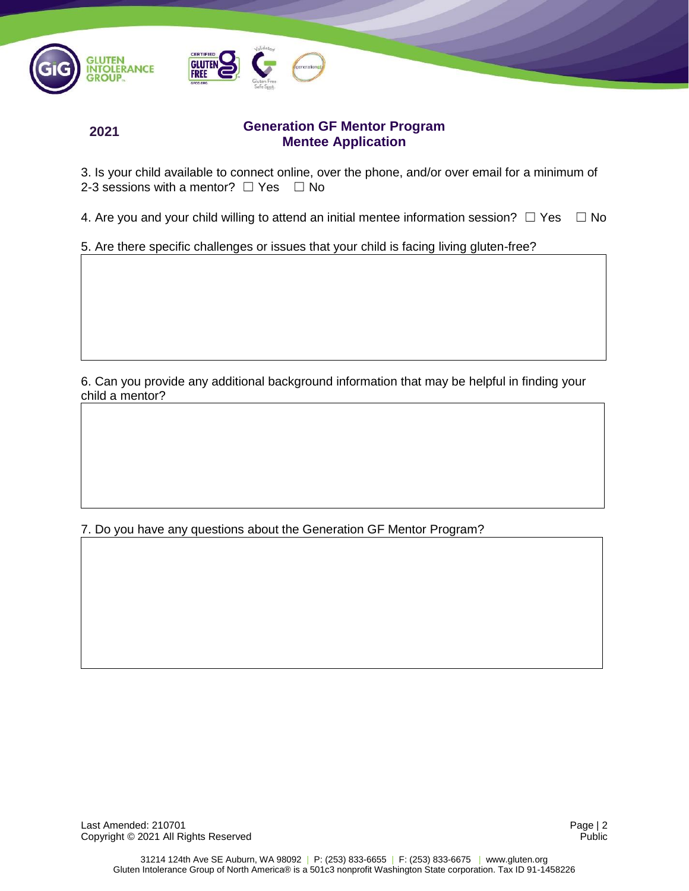**2021**

## Generation GF Mentor Program
## Mentee Application

3. Is your child available to connect online, over the phone, and/or over email for a minimum of 2-3 sessions with a mentor? ☐ Yes ☐ No

4. Are you and your child willing to attend an initial mentee information session? ☐ Yes ☐ No

5. Are there specific challenges or issues that your child is facing living gluten-free?

6. Can you provide any additional background information that may be helpful in finding your child a mentor?

7. Do you have any questions about the Generation GF Mentor Program?

Last Amended: 210701
Copyright © 2021 All Rights Reserved

Public

31214 124th Ave SE Auburn, WA 98092 | P: (253) 833-6655 | F: (253) 833-6675 | www.gluten.org
Gluten Intolerance Group of North America® is a 501c3 nonprofit Washington State corporation. Tax ID 91-1458226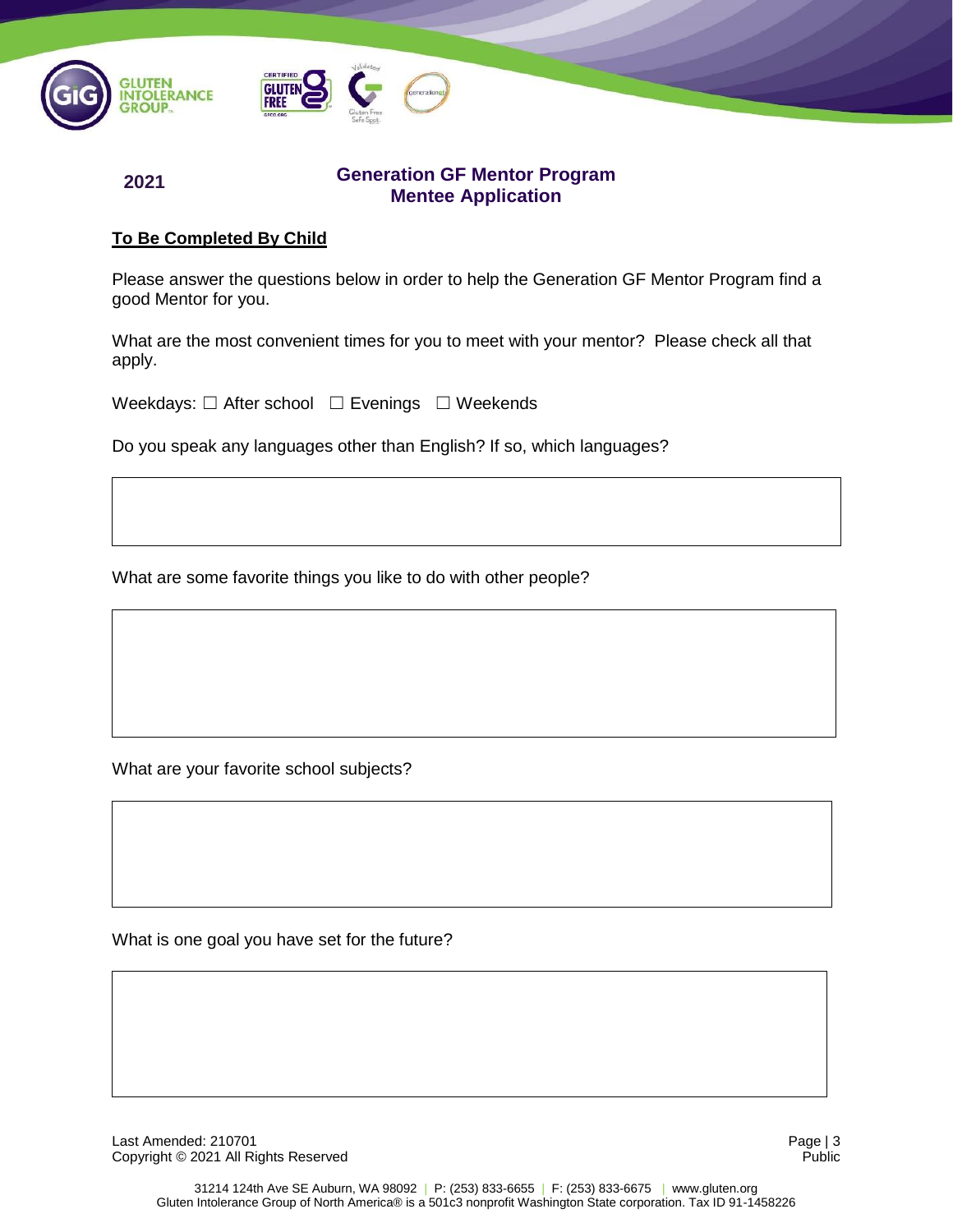**2021**

## Generation GF Mentor Program
## Mentee Application

**To Be Completed By Child**

Please answer the questions below in order to help the Generation GF Mentor Program find a good Mentor for you.

What are the most convenient times for you to meet with your mentor? Please check all that apply.

Weekdays: ☐ After school ☐ Evenings ☐ Weekends

Do you speak any languages other than English? If so, which languages?

What are some favorite things you like to do with other people?

What are your favorite school subjects?

What is one goal you have set for the future?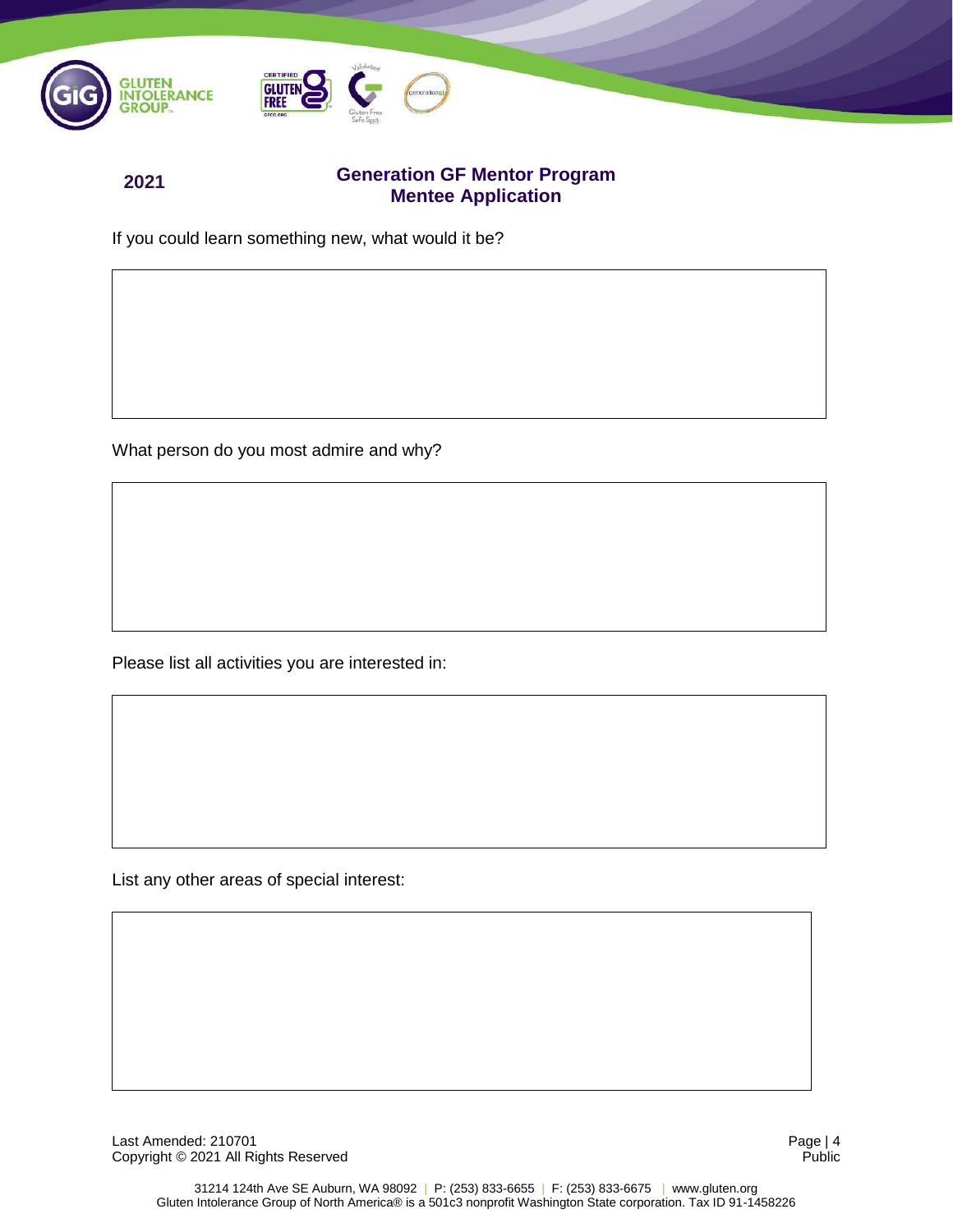2021

## Generation GF Mentor Program
## Mentee Application

If you could learn something new, what would it be?

What person do you most admire and why?

Please list all activities you are interested in:

List any other areas of special interest: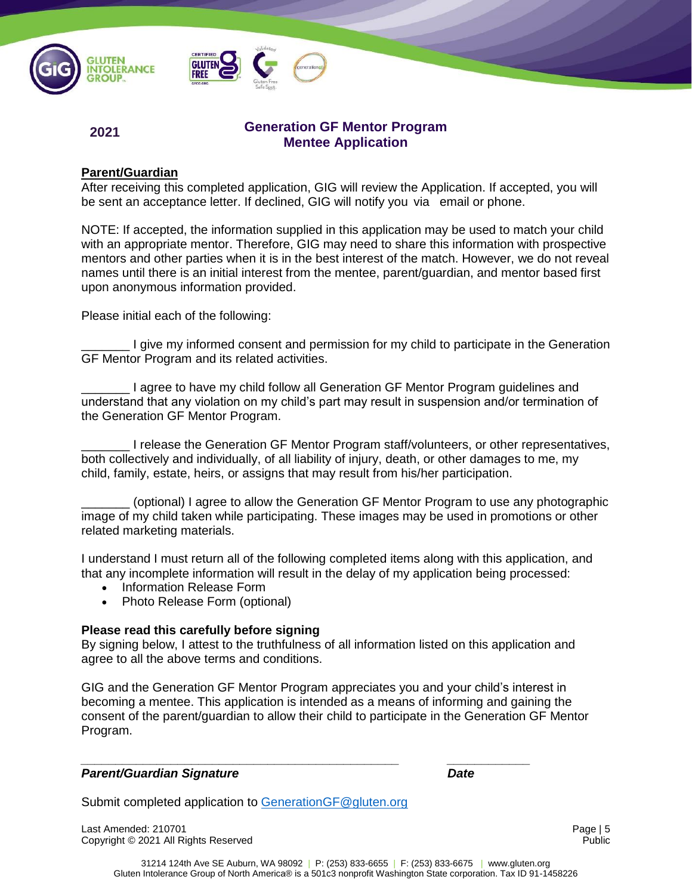2021

## Generation GF Mentor Program
## Mentee Application

**Parent/Guardian**

After receiving this completed application, GIG will review the Application. If accepted, you will be sent an acceptance letter. If declined, GIG will notify you via email or phone.

NOTE: If accepted, the information supplied in this application may be used to match your child with an appropriate mentor. Therefore, GIG may need to share this information with prospective mentors and other parties when it is in the best interest of the match. However, we do not reveal names until there is an initial interest from the mentee, parent/guardian, and mentor based first upon anonymous information provided.

Please initial each of the following:

_______ I give my informed consent and permission for my child to participate in the Generation GF Mentor Program and its related activities.

_______ I agree to have my child follow all Generation GF Mentor Program guidelines and understand that any violation on my child's part may result in suspension and/or termination of the Generation GF Mentor Program.

_______ I release the Generation GF Mentor Program staff/volunteers, or other representatives, both collectively and individually, of all liability of injury, death, or other damages to me, my child, family, estate, heirs, or assigns that may result from his/her participation.

_______ (optional) I agree to allow the Generation GF Mentor Program to use any photographic image of my child taken while participating. These images may be used in promotions or other related marketing materials.

I understand I must return all of the following completed items along with this application, and that any incomplete information will result in the delay of my application being processed:

- Information Release Form
- Photo Release Form (optional)

**Please read this carefully before signing**

By signing below, I attest to the truthfulness of all information listed on this application and agree to all the above terms and conditions.

GIG and the Generation GF Mentor Program appreciates you and your child's interest in becoming a mentee. This application is intended as a means of informing and gaining the consent of the parent/guardian to allow their child to participate in the Generation GF Mentor Program.

_______________________________________________ _____________

***Parent/Guardian Signature*** ***Date***

Submit completed application to GenerationGF@gluten.org

Last Amended: 210701
Copyright © 2021 All Rights Reserved

Public

31214 124th Ave SE Auburn, WA 98092 | P: (253) 833-6655 | F: (253) 833-6675 | www.gluten.org
Gluten Intolerance Group of North America® is a 501c3 nonprofit Washington State corporation. Tax ID 91-1458226